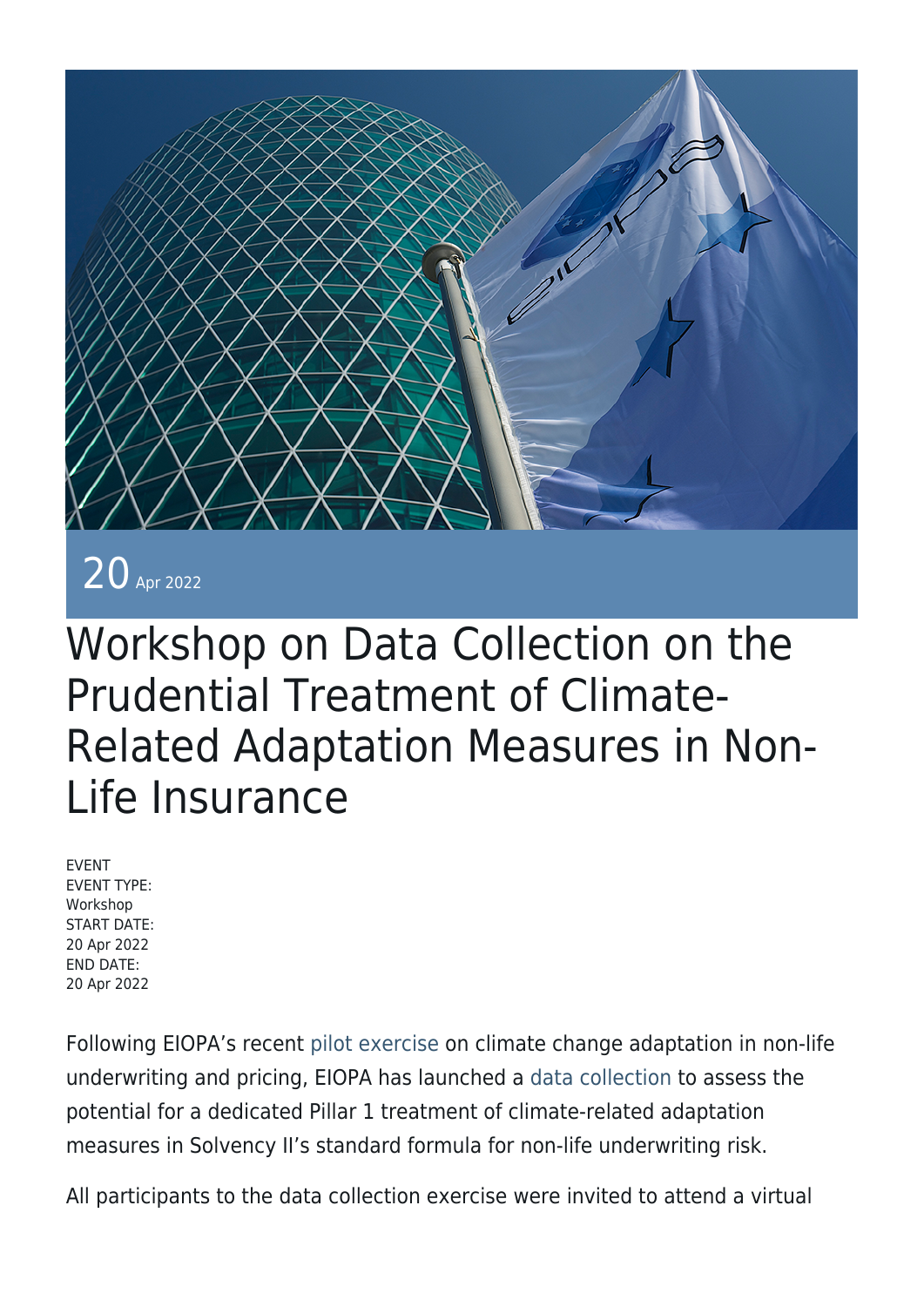20 Apr 2022

# Workshop on Data Collection on the Prudential Treatment of Climate-Related Adaptation Measures in Non-Life Insurance

EVENT
EVENT TYPE:
Workshop
START DATE:
20 Apr 2022
END DATE:
20 Apr 2022

Following EIOPA's recent pilot exercise on climate change adaptation in non-life underwriting and pricing, EIOPA has launched a data collection to assess the potential for a dedicated Pillar 1 treatment of climate-related adaptation measures in Solvency II's standard formula for non-life underwriting risk.

All participants to the data collection exercise were invited to attend a virtual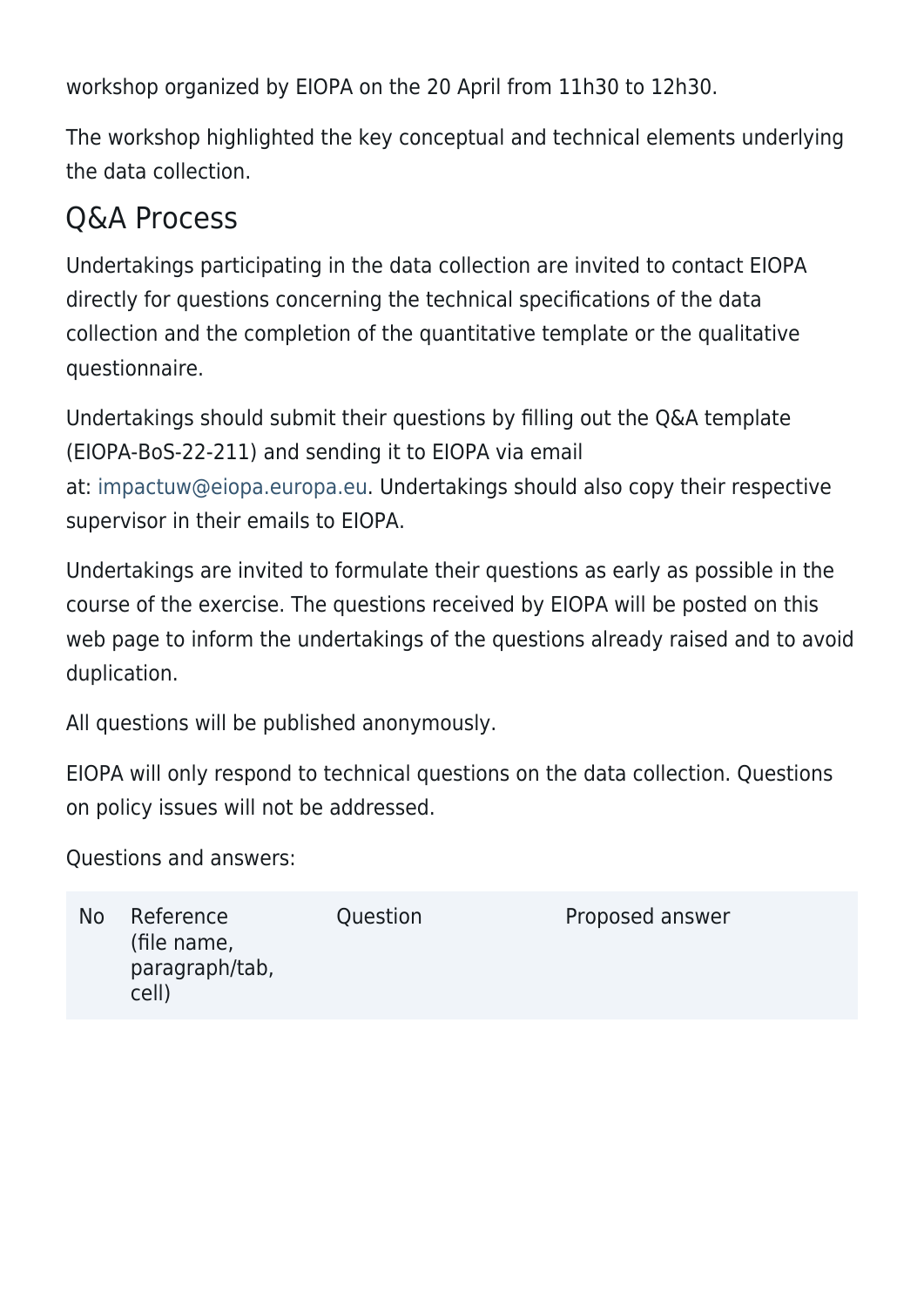workshop organized by EIOPA on the 20 April from 11h30 to 12h30.

The workshop highlighted the key conceptual and technical elements underlying the data collection.

## Q&A Process

Undertakings participating in the data collection are invited to contact EIOPA directly for questions concerning the technical specifications of the data collection and the completion of the quantitative template or the qualitative questionnaire.

Undertakings should submit their questions by filling out the Q&A template (EIOPA-BoS-22-211) and sending it to EIOPA via email at: impactuw@eiopa.europa.eu. Undertakings should also copy their respective supervisor in their emails to EIOPA.

Undertakings are invited to formulate their questions as early as possible in the course of the exercise. The questions received by EIOPA will be posted on this web page to inform the undertakings of the questions already raised and to avoid duplication.

All questions will be published anonymously.

EIOPA will only respond to technical questions on the data collection. Questions on policy issues will not be addressed.

Questions and answers:

| No | Reference (file name, paragraph/tab, cell) | Question | Proposed answer |
|---|---|---|---|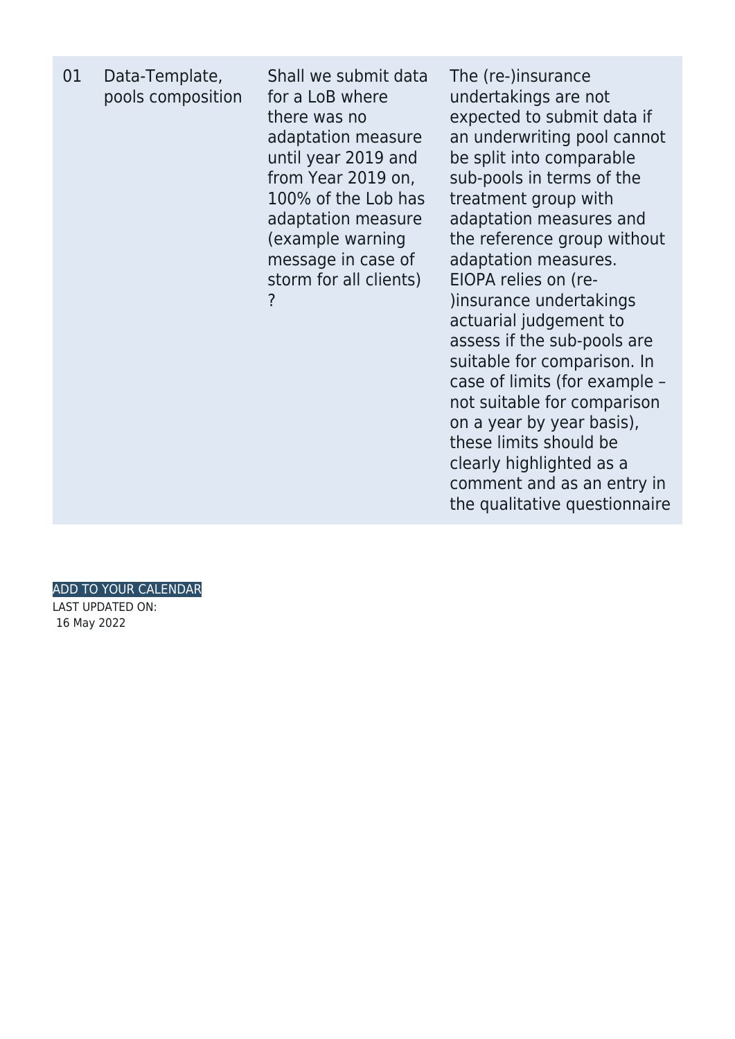| | | | |
|---|---|---|---|
| 01 | Data-Template, pools composition | Shall we submit data for a LoB where there was no adaptation measure until year 2019 and from Year 2019 on, 100% of the Lob has adaptation measure (example warning message in case of storm for all clients) ? | The (re-)insurance undertakings are not expected to submit data if an underwriting pool cannot be split into comparable sub-pools in terms of the treatment group with adaptation measures and the reference group without adaptation measures. EIOPA relies on (re-)insurance undertakings actuarial judgement to assess if the sub-pools are suitable for comparison. In case of limits (for example – not suitable for comparison on a year by year basis), these limits should be clearly highlighted as a comment and as an entry in the qualitative questionnaire |

ADD TO YOUR CALENDAR

LAST UPDATED ON:
16 May 2022